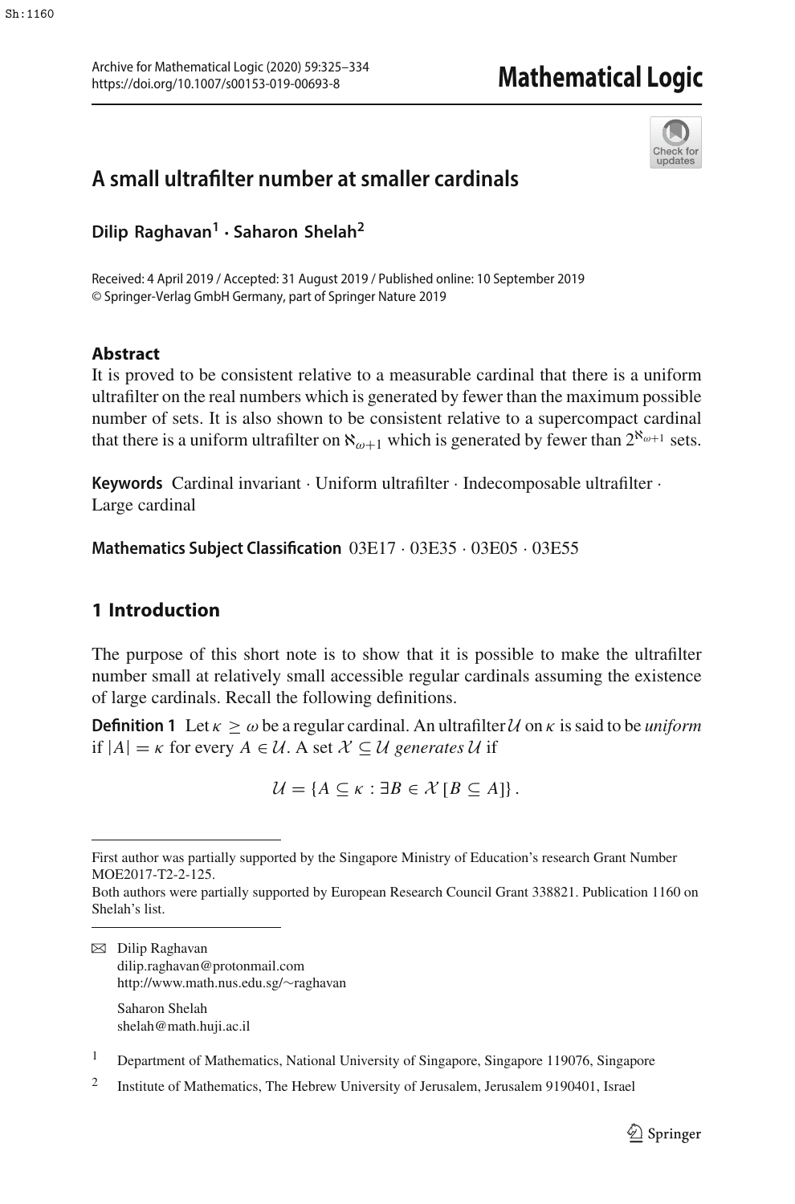# A small ultrafilter number at smaller cardinals

**Dilip Raghavan[1] · Saharon Shelah[2]**

Received: 4 April 2019 / Accepted: 31 August 2019 / Published online: 10 September 2019
© Springer-Verlag GmbH Germany, part of Springer Nature 2019

## Abstract

It is proved to be consistent relative to a measurable cardinal that there is a uniform ultrafilter on the real numbers which is generated by fewer than the maximum possible number of sets. It is also shown to be consistent relative to a supercompact cardinal that there is a uniform ultrafilter on $\aleph_{\omega+1}$ which is generated by fewer than $2^{\aleph_{\omega+1}}$ sets.

**Keywords** Cardinal invariant · Uniform ultrafilter · Indecomposable ultrafilter · Large cardinal

**Mathematics Subject Classification** 03E17 · 03E35 · 03E05 · 03E55

## 1 Introduction

The purpose of this short note is to show that it is possible to make the ultrafilter number small at relatively small accessible regular cardinals assuming the existence of large cardinals. Recall the following definitions.

**Definition 1** Let $\kappa \geq \omega$ be a regular cardinal. An ultrafilter $\mathcal{U}$ on $\kappa$ is said to be *uniform* if $|A| = \kappa$ for every $A \in \mathcal{U}$. A set $\mathcal{X} \subseteq \mathcal{U}$ *generates* $\mathcal{U}$ if

$$\mathcal{U} = \{A \subseteq \kappa : \exists B \in \mathcal{X}\, [B \subseteq A]\}.$$

First author was partially supported by the Singapore Ministry of Education's research Grant Number MOE2017-T2-2-125.
Both authors were partially supported by European Research Council Grant 338821. Publication 1160 on Shelah's list.

✉ Dilip Raghavan
dilip.raghavan@protonmail.com
http://www.math.nus.edu.sg/~raghavan

Saharon Shelah
shelah@math.huji.ac.il

[1] Department of Mathematics, National University of Singapore, Singapore 119076, Singapore

[2] Institute of Mathematics, The Hebrew University of Jerusalem, Jerusalem 9190401, Israel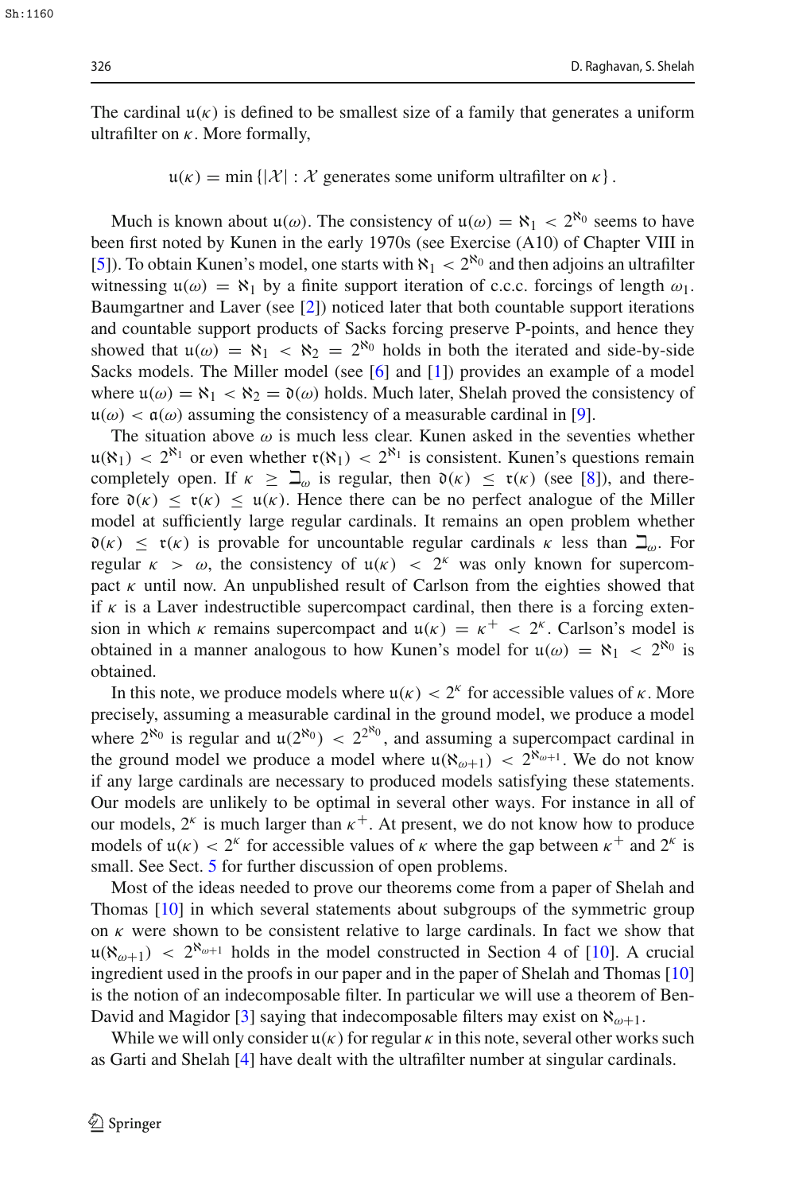The cardinal $\mathfrak{u}(\kappa)$ is defined to be smallest size of a family that generates a uniform ultrafilter on $\kappa$. More formally,

$$\mathfrak{u}(\kappa) = \min\{|\mathcal{X}| : \mathcal{X} \text{ generates some uniform ultrafilter on } \kappa\}.$$

Much is known about $\mathfrak{u}(\omega)$. The consistency of $\mathfrak{u}(\omega) = \aleph_1 < 2^{\aleph_0}$ seems to have been first noted by Kunen in the early 1970s (see Exercise (A10) of Chapter VIII in [5]). To obtain Kunen's model, one starts with $\aleph_1 < 2^{\aleph_0}$ and then adjoins an ultrafilter witnessing $\mathfrak{u}(\omega) = \aleph_1$ by a finite support iteration of c.c.c. forcings of length $\omega_1$. Baumgartner and Laver (see [2]) noticed later that both countable support iterations and countable support products of Sacks forcing preserve P-points, and hence they showed that $\mathfrak{u}(\omega) = \aleph_1 < \aleph_2 = 2^{\aleph_0}$ holds in both the iterated and side-by-side Sacks models. The Miller model (see [6] and [1]) provides an example of a model where $\mathfrak{u}(\omega) = \aleph_1 < \aleph_2 = \mathfrak{d}(\omega)$ holds. Much later, Shelah proved the consistency of $\mathfrak{u}(\omega) < \mathfrak{a}(\omega)$ assuming the consistency of a measurable cardinal in [9].

The situation above $\omega$ is much less clear. Kunen asked in the seventies whether $\mathfrak{u}(\aleph_1) < 2^{\aleph_1}$ or even whether $\mathfrak{r}(\aleph_1) < 2^{\aleph_1}$ is consistent. Kunen's questions remain completely open. If $\kappa \geq \beth_\omega$ is regular, then $\mathfrak{d}(\kappa) \leq \mathfrak{r}(\kappa)$ (see [8]), and therefore $\mathfrak{d}(\kappa) \leq \mathfrak{r}(\kappa) \leq \mathfrak{u}(\kappa)$. Hence there can be no perfect analogue of the Miller model at sufficiently large regular cardinals. It remains an open problem whether $\mathfrak{d}(\kappa) \leq \mathfrak{r}(\kappa)$ is provable for uncountable regular cardinals $\kappa$ less than $\beth_\omega$. For regular $\kappa > \omega$, the consistency of $\mathfrak{u}(\kappa) < 2^\kappa$ was only known for supercompact $\kappa$ until now. An unpublished result of Carlson from the eighties showed that if $\kappa$ is a Laver indestructible supercompact cardinal, then there is a forcing extension in which $\kappa$ remains supercompact and $\mathfrak{u}(\kappa) = \kappa^+ < 2^\kappa$. Carlson's model is obtained in a manner analogous to how Kunen's model for $\mathfrak{u}(\omega) = \aleph_1 < 2^{\aleph_0}$ is obtained.

In this note, we produce models where $\mathfrak{u}(\kappa) < 2^\kappa$ for accessible values of $\kappa$. More precisely, assuming a measurable cardinal in the ground model, we produce a model where $2^{\aleph_0}$ is regular and $\mathfrak{u}(2^{\aleph_0}) < 2^{2^{\aleph_0}}$, and assuming a supercompact cardinal in the ground model we produce a model where $\mathfrak{u}(\aleph_{\omega+1}) < 2^{\aleph_{\omega+1}}$. We do not know if any large cardinals are necessary to produced models satisfying these statements. Our models are unlikely to be optimal in several other ways. For instance in all of our models, $2^\kappa$ is much larger than $\kappa^+$. At present, we do not know how to produce models of $\mathfrak{u}(\kappa) < 2^\kappa$ for accessible values of $\kappa$ where the gap between $\kappa^+$ and $2^\kappa$ is small. See Sect. 5 for further discussion of open problems.

Most of the ideas needed to prove our theorems come from a paper of Shelah and Thomas [10] in which several statements about subgroups of the symmetric group on $\kappa$ were shown to be consistent relative to large cardinals. In fact we show that $\mathfrak{u}(\aleph_{\omega+1}) < 2^{\aleph_{\omega+1}}$ holds in the model constructed in Section 4 of [10]. A crucial ingredient used in the proofs in our paper and in the paper of Shelah and Thomas [10] is the notion of an indecomposable filter. In particular we will use a theorem of Ben-David and Magidor [3] saying that indecomposable filters may exist on $\aleph_{\omega+1}$.

While we will only consider $\mathfrak{u}(\kappa)$ for regular $\kappa$ in this note, several other works such as Garti and Shelah [4] have dealt with the ultrafilter number at singular cardinals.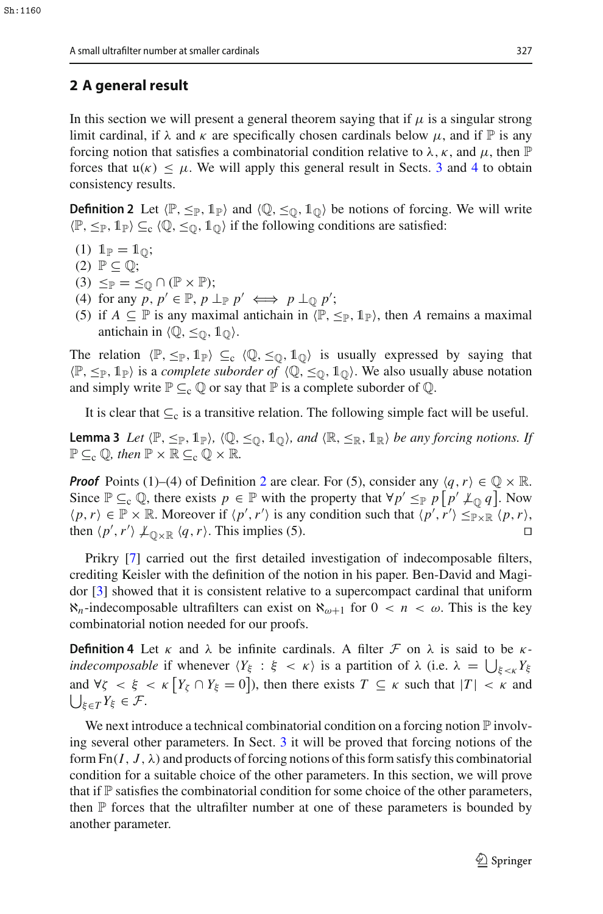## 2 A general result

In this section we will present a general theorem saying that if $\mu$ is a singular strong limit cardinal, if $\lambda$ and $\kappa$ are specifically chosen cardinals below $\mu$, and if $\mathbb{P}$ is any forcing notion that satisfies a combinatorial condition relative to $\lambda$, $\kappa$, and $\mu$, then $\mathbb{P}$ forces that $\mathfrak{u}(\kappa) \leq \mu$. We will apply this general result in Sects. 3 and 4 to obtain consistency results.

**Definition 2** Let $\langle \mathbb{P}, \leq_{\mathbb{P}}, \mathbb{1}_{\mathbb{P}} \rangle$ and $\langle \mathbb{Q}, \leq_{\mathbb{Q}}, \mathbb{1}_{\mathbb{Q}} \rangle$ be notions of forcing. We will write $\langle \mathbb{P}, \leq_{\mathbb{P}}, \mathbb{1}_{\mathbb{P}} \rangle \subseteq_{\mathrm{c}} \langle \mathbb{Q}, \leq_{\mathbb{Q}}, \mathbb{1}_{\mathbb{Q}} \rangle$ if the following conditions are satisfied:

1. $\mathbb{1}_{\mathbb{P}} = \mathbb{1}_{\mathbb{Q}}$;
2. $\mathbb{P} \subseteq \mathbb{Q}$;
3. $\leq_{\mathbb{P}} = \leq_{\mathbb{Q}} \cap (\mathbb{P} \times \mathbb{P})$;
4. for any $p, p' \in \mathbb{P}$, $p \perp_{\mathbb{P}} p' \iff p \perp_{\mathbb{Q}} p'$;
5. if $A \subseteq \mathbb{P}$ is any maximal antichain in $\langle \mathbb{P}, \leq_{\mathbb{P}}, \mathbb{1}_{\mathbb{P}} \rangle$, then $A$ remains a maximal antichain in $\langle \mathbb{Q}, \leq_{\mathbb{Q}}, \mathbb{1}_{\mathbb{Q}} \rangle$.

The relation $\langle \mathbb{P}, \leq_{\mathbb{P}}, \mathbb{1}_{\mathbb{P}} \rangle \subseteq_{\mathrm{c}} \langle \mathbb{Q}, \leq_{\mathbb{Q}}, \mathbb{1}_{\mathbb{Q}} \rangle$ is usually expressed by saying that $\langle \mathbb{P}, \leq_{\mathbb{P}}, \mathbb{1}_{\mathbb{P}} \rangle$ is a *complete suborder of* $\langle \mathbb{Q}, \leq_{\mathbb{Q}}, \mathbb{1}_{\mathbb{Q}} \rangle$. We also usually abuse notation and simply write $\mathbb{P} \subseteq_{\mathrm{c}} \mathbb{Q}$ or say that $\mathbb{P}$ is a complete suborder of $\mathbb{Q}$.

It is clear that $\subseteq_{\mathrm{c}}$ is a transitive relation. The following simple fact will be useful.

**Lemma 3** *Let $\langle \mathbb{P}, \leq_{\mathbb{P}}, \mathbb{1}_{\mathbb{P}} \rangle$, $\langle \mathbb{Q}, \leq_{\mathbb{Q}}, \mathbb{1}_{\mathbb{Q}} \rangle$, and $\langle \mathbb{R}, \leq_{\mathbb{R}}, \mathbb{1}_{\mathbb{R}} \rangle$ be any forcing notions. If $\mathbb{P} \subseteq_{\mathrm{c}} \mathbb{Q}$, then $\mathbb{P} \times \mathbb{R} \subseteq_{\mathrm{c}} \mathbb{Q} \times \mathbb{R}$.*

***Proof*** Points (1)–(4) of Definition 2 are clear. For (5), consider any $\langle q, r \rangle \in \mathbb{Q} \times \mathbb{R}$. Since $\mathbb{P} \subseteq_{\mathrm{c}} \mathbb{Q}$, there exists $p \in \mathbb{P}$ with the property that $\forall p' \leq_{\mathbb{P}} p \left[ p' \not\perp_{\mathbb{Q}} q \right]$. Now $\langle p, r \rangle \in \mathbb{P} \times \mathbb{R}$. Moreover if $\langle p', r' \rangle$ is any condition such that $\langle p', r' \rangle \leq_{\mathbb{P} \times \mathbb{R}} \langle p, r \rangle$, then $\langle p', r' \rangle \not\perp_{\mathbb{Q} \times \mathbb{R}} \langle q, r \rangle$. This implies (5). □

Prikry [7] carried out the first detailed investigation of indecomposable filters, crediting Keisler with the definition of the notion in his paper. Ben-David and Magidor [3] showed that it is consistent relative to a supercompact cardinal that uniform $\aleph_n$-indecomposable ultrafilters can exist on $\aleph_{\omega+1}$ for $0 < n < \omega$. This is the key combinatorial notion needed for our proofs.

**Definition 4** Let $\kappa$ and $\lambda$ be infinite cardinals. A filter $\mathcal{F}$ on $\lambda$ is said to be $\kappa$-*indecomposable* if whenever $\langle Y_\xi : \xi < \kappa \rangle$ is a partition of $\lambda$ (i.e. $\lambda = \bigcup_{\xi < \kappa} Y_\xi$ and $\forall \zeta < \xi < \kappa \left[ Y_\zeta \cap Y_\xi = 0 \right]$), then there exists $T \subseteq \kappa$ such that $|T| < \kappa$ and $\bigcup_{\xi \in T} Y_\xi \in \mathcal{F}$.

We next introduce a technical combinatorial condition on a forcing notion $\mathbb{P}$ involving several other parameters. In Sect. 3 it will be proved that forcing notions of the form $\mathrm{Fn}(I, J, \lambda)$ and products of forcing notions of this form satisfy this combinatorial condition for a suitable choice of the other parameters. In this section, we will prove that if $\mathbb{P}$ satisfies the combinatorial condition for some choice of the other parameters, then $\mathbb{P}$ forces that the ultrafilter number at one of these parameters is bounded by another parameter.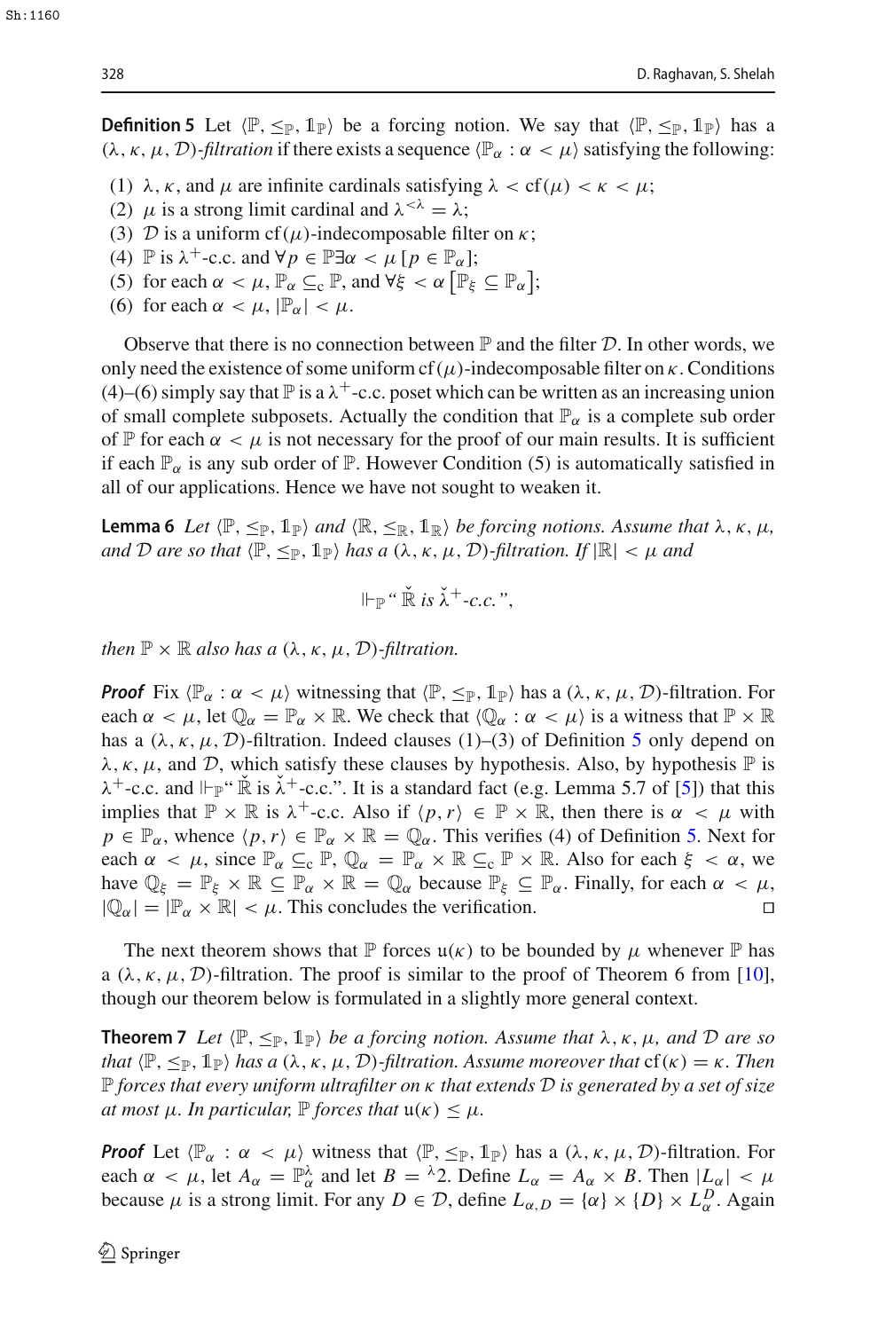**Definition 5** Let $\langle \mathbb{P}, \leq_{\mathbb{P}}, \mathbb{1}_{\mathbb{P}} \rangle$ be a forcing notion. We say that $\langle \mathbb{P}, \leq_{\mathbb{P}}, \mathbb{1}_{\mathbb{P}} \rangle$ has a $(\lambda, \kappa, \mu, \mathcal{D})$-*filtration* if there exists a sequence $\langle \mathbb{P}_\alpha : \alpha < \mu \rangle$ satisfying the following:

(1) $\lambda$, $\kappa$, and $\mu$ are infinite cardinals satisfying $\lambda < \mathrm{cf}(\mu) < \kappa < \mu$;
(2) $\mu$ is a strong limit cardinal and $\lambda^{<\lambda} = \lambda$;
(3) $\mathcal{D}$ is a uniform $\mathrm{cf}(\mu)$-indecomposable filter on $\kappa$;
(4) $\mathbb{P}$ is $\lambda^+$-c.c. and $\forall p \in \mathbb{P} \exists \alpha < \mu \, [p \in \mathbb{P}_\alpha]$;
(5) for each $\alpha < \mu$, $\mathbb{P}_\alpha \subseteq_c \mathbb{P}$, and $\forall \xi < \alpha \left[\mathbb{P}_\xi \subseteq \mathbb{P}_\alpha\right]$;
(6) for each $\alpha < \mu$, $|\mathbb{P}_\alpha| < \mu$.

Observe that there is no connection between $\mathbb{P}$ and the filter $\mathcal{D}$. In other words, we only need the existence of some uniform $\mathrm{cf}(\mu)$-indecomposable filter on $\kappa$. Conditions (4)–(6) simply say that $\mathbb{P}$ is a $\lambda^+$-c.c. poset which can be written as an increasing union of small complete subposets. Actually the condition that $\mathbb{P}_\alpha$ is a complete sub order of $\mathbb{P}$ for each $\alpha < \mu$ is not necessary for the proof of our main results. It is sufficient if each $\mathbb{P}_\alpha$ is any sub order of $\mathbb{P}$. However Condition (5) is automatically satisfied in all of our applications. Hence we have not sought to weaken it.

**Lemma 6** *Let $\langle \mathbb{P}, \leq_{\mathbb{P}}, \mathbb{1}_{\mathbb{P}} \rangle$ and $\langle \mathbb{R}, \leq_{\mathbb{R}}, \mathbb{1}_{\mathbb{R}} \rangle$ be forcing notions. Assume that $\lambda$, $\kappa$, $\mu$, and $\mathcal{D}$ are so that $\langle \mathbb{P}, \leq_{\mathbb{P}}, \mathbb{1}_{\mathbb{P}} \rangle$ has a $(\lambda, \kappa, \mu, \mathcal{D})$-filtration. If $|\mathbb{R}| < \mu$ and*

$$\Vdash_{\mathbb{P}} \text{“} \check{\mathbb{R}} \text{ is } \check{\lambda}^+\text{-c.c.”},$$

*then $\mathbb{P} \times \mathbb{R}$ also has a $(\lambda, \kappa, \mu, \mathcal{D})$-filtration.*

***Proof*** Fix $\langle \mathbb{P}_\alpha : \alpha < \mu \rangle$ witnessing that $\langle \mathbb{P}, \leq_{\mathbb{P}}, \mathbb{1}_{\mathbb{P}} \rangle$ has a $(\lambda, \kappa, \mu, \mathcal{D})$-filtration. For each $\alpha < \mu$, let $\mathbb{Q}_\alpha = \mathbb{P}_\alpha \times \mathbb{R}$. We check that $\langle \mathbb{Q}_\alpha : \alpha < \mu \rangle$ is a witness that $\mathbb{P} \times \mathbb{R}$ has a $(\lambda, \kappa, \mu, \mathcal{D})$-filtration. Indeed clauses (1)–(3) of Definition 5 only depend on $\lambda$, $\kappa$, $\mu$, and $\mathcal{D}$, which satisfy these clauses by hypothesis. Also, by hypothesis $\mathbb{P}$ is $\lambda^+$-c.c. and $\Vdash_{\mathbb{P}}$“ $\check{\mathbb{R}}$ is $\check{\lambda}^+$-c.c.”. It is a standard fact (e.g. Lemma 5.7 of [5]) that this implies that $\mathbb{P} \times \mathbb{R}$ is $\lambda^+$-c.c. Also if $\langle p, r \rangle \in \mathbb{P} \times \mathbb{R}$, then there is $\alpha < \mu$ with $p \in \mathbb{P}_\alpha$, whence $\langle p, r \rangle \in \mathbb{P}_\alpha \times \mathbb{R} = \mathbb{Q}_\alpha$. This verifies (4) of Definition 5. Next for each $\alpha < \mu$, since $\mathbb{P}_\alpha \subseteq_c \mathbb{P}$, $\mathbb{Q}_\alpha = \mathbb{P}_\alpha \times \mathbb{R} \subseteq_c \mathbb{P} \times \mathbb{R}$. Also for each $\xi < \alpha$, we have $\mathbb{Q}_\xi = \mathbb{P}_\xi \times \mathbb{R} \subseteq \mathbb{P}_\alpha \times \mathbb{R} = \mathbb{Q}_\alpha$ because $\mathbb{P}_\xi \subseteq \mathbb{P}_\alpha$. Finally, for each $\alpha < \mu$, $|\mathbb{Q}_\alpha| = |\mathbb{P}_\alpha \times \mathbb{R}| < \mu$. This concludes the verification. $\square$

The next theorem shows that $\mathbb{P}$ forces $\mathfrak{u}(\kappa)$ to be bounded by $\mu$ whenever $\mathbb{P}$ has a $(\lambda, \kappa, \mu, \mathcal{D})$-filtration. The proof is similar to the proof of Theorem 6 from [10], though our theorem below is formulated in a slightly more general context.

**Theorem 7** *Let $\langle \mathbb{P}, \leq_{\mathbb{P}}, \mathbb{1}_{\mathbb{P}} \rangle$ be a forcing notion. Assume that $\lambda$, $\kappa$, $\mu$, and $\mathcal{D}$ are so that $\langle \mathbb{P}, \leq_{\mathbb{P}}, \mathbb{1}_{\mathbb{P}} \rangle$ has a $(\lambda, \kappa, \mu, \mathcal{D})$-filtration. Assume moreover that $\mathrm{cf}(\kappa) = \kappa$. Then $\mathbb{P}$ forces that every uniform ultrafilter on $\kappa$ that extends $\mathcal{D}$ is generated by a set of size at most $\mu$. In particular, $\mathbb{P}$ forces that $\mathfrak{u}(\kappa) \leq \mu$.*

***Proof*** Let $\langle \mathbb{P}_\alpha : \alpha < \mu \rangle$ witness that $\langle \mathbb{P}, \leq_{\mathbb{P}}, \mathbb{1}_{\mathbb{P}} \rangle$ has a $(\lambda, \kappa, \mu, \mathcal{D})$-filtration. For each $\alpha < \mu$, let $A_\alpha = \mathbb{P}_\alpha^\lambda$ and let $B = {}^\lambda 2$. Define $L_\alpha = A_\alpha \times B$. Then $|L_\alpha| < \mu$ because $\mu$ is a strong limit. For any $D \in \mathcal{D}$, define $L_{\alpha, D} = \{\alpha\} \times \{D\} \times L_\alpha^D$. Again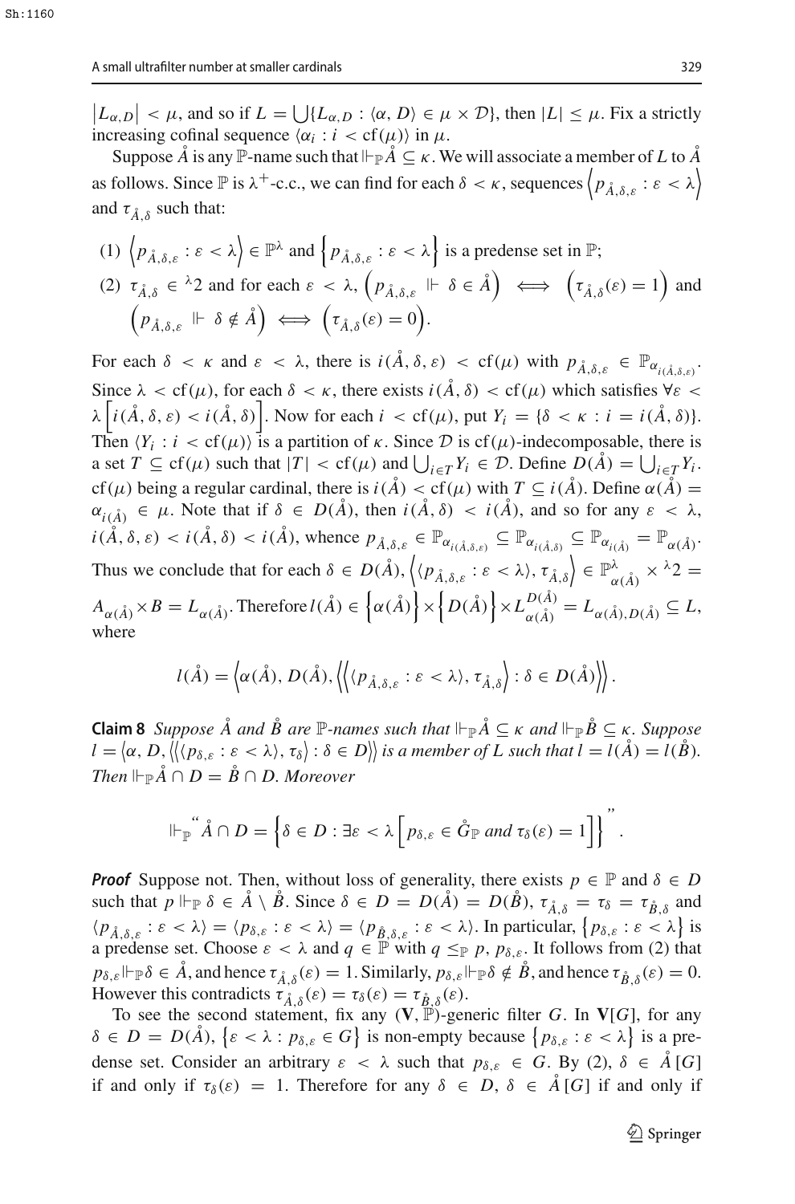$\left|L_{\alpha,D}\right| < \mu$, and so if $L = \bigcup\{L_{\alpha,D} : \langle\alpha, D\rangle \in \mu \times \mathcal{D}\}$, then $|L| \leq \mu$. Fix a strictly increasing cofinal sequence $\langle\alpha_i : i < \mathrm{cf}(\mu)\rangle$ in $\mu$.

Suppose $\mathring{A}$ is any $\mathbb{P}$-name such that $\Vdash_{\mathbb{P}} \mathring{A} \subseteq \kappa$. We will associate a member of $L$ to $\mathring{A}$ as follows. Since $\mathbb{P}$ is $\lambda^+$-c.c., we can find for each $\delta < \kappa$, sequences $\left\langle p_{\mathring{A},\delta,\varepsilon} : \varepsilon < \lambda\right\rangle$ and $\tau_{\mathring{A},\delta}$ such that:

(1) $\left\langle p_{\mathring{A},\delta,\varepsilon} : \varepsilon < \lambda\right\rangle \in \mathbb{P}^\lambda$ and $\left\{p_{\mathring{A},\delta,\varepsilon} : \varepsilon < \lambda\right\}$ is a predense set in $\mathbb{P}$;

(2) $\tau_{\mathring{A},\delta} \in {}^\lambda 2$ and for each $\varepsilon < \lambda$, $\left(p_{\mathring{A},\delta,\varepsilon} \Vdash \delta \in \mathring{A}\right) \iff \left(\tau_{\mathring{A},\delta}(\varepsilon) = 1\right)$ and $\left(p_{\mathring{A},\delta,\varepsilon} \Vdash \delta \notin \mathring{A}\right) \iff \left(\tau_{\mathring{A},\delta}(\varepsilon) = 0\right)$.

For each $\delta < \kappa$ and $\varepsilon < \lambda$, there is $i(\mathring{A}, \delta, \varepsilon) < \mathrm{cf}(\mu)$ with $p_{\mathring{A},\delta,\varepsilon} \in \mathbb{P}_{\alpha_{i(\mathring{A},\delta,\varepsilon)}}$. Since $\lambda < \mathrm{cf}(\mu)$, for each $\delta < \kappa$, there exists $i(\mathring{A}, \delta) < \mathrm{cf}(\mu)$ which satisfies $\forall\varepsilon < \lambda\left[i(\mathring{A}, \delta, \varepsilon) < i(\mathring{A}, \delta)\right]$. Now for each $i < \mathrm{cf}(\mu)$, put $Y_i = \{\delta < \kappa : i = i(\mathring{A}, \delta)\}$. Then $\langle Y_i : i < \mathrm{cf}(\mu)\rangle$ is a partition of $\kappa$. Since $\mathcal{D}$ is $\mathrm{cf}(\mu)$-indecomposable, there is a set $T \subseteq \mathrm{cf}(\mu)$ such that $|T| < \mathrm{cf}(\mu)$ and $\bigcup_{i\in T} Y_i \in \mathcal{D}$. Define $D(\mathring{A}) = \bigcup_{i\in T} Y_i$. $\mathrm{cf}(\mu)$ being a regular cardinal, there is $i(\mathring{A}) < \mathrm{cf}(\mu)$ with $T \subseteq i(\mathring{A})$. Define $\alpha(\mathring{A}) = \alpha_{i(\mathring{A})} \in \mu$. Note that if $\delta \in D(\mathring{A})$, then $i(\mathring{A}, \delta) < i(\mathring{A})$, and so for any $\varepsilon < \lambda$, $i(\mathring{A}, \delta, \varepsilon) < i(\mathring{A}, \delta) < i(\mathring{A})$, whence $p_{\mathring{A},\delta,\varepsilon} \in \mathbb{P}_{\alpha_{i(\mathring{A},\delta,\varepsilon)}} \subseteq \mathbb{P}_{\alpha_{i(\mathring{A},\delta)}} \subseteq \mathbb{P}_{\alpha_{i(\mathring{A})}} = \mathbb{P}_{\alpha(\mathring{A})}$. Thus we conclude that for each $\delta \in D(\mathring{A})$, $\left\langle\langle p_{\mathring{A},\delta,\varepsilon} : \varepsilon < \lambda\rangle, \tau_{\mathring{A},\delta}\right\rangle \in \mathbb{P}^\lambda_{\alpha(\mathring{A})} \times {}^\lambda 2 = A_{\alpha(\mathring{A})} \times B = L_{\alpha(\mathring{A})}$. Therefore $l(\mathring{A}) \in \left\{\alpha(\mathring{A})\right\} \times \left\{D(\mathring{A})\right\} \times L^{D(\mathring{A})}_{\alpha(\mathring{A})} = L_{\alpha(\mathring{A}),D(\mathring{A})} \subseteq L$, where

$$l(\mathring{A}) = \left\langle\alpha(\mathring{A}), D(\mathring{A}), \left\langle\left\langle\langle p_{\mathring{A},\delta,\varepsilon} : \varepsilon < \lambda\rangle, \tau_{\mathring{A},\delta}\right\rangle : \delta \in D(\mathring{A})\right\rangle\right\rangle.$$

**Claim 8** *Suppose $\mathring{A}$ and $\mathring{B}$ are $\mathbb{P}$-names such that $\Vdash_{\mathbb{P}} \mathring{A} \subseteq \kappa$ and $\Vdash_{\mathbb{P}} \mathring{B} \subseteq \kappa$. Suppose $l = \left\langle\alpha, D, \left\langle\langle\langle p_{\delta,\varepsilon} : \varepsilon < \lambda\rangle, \tau_\delta\rangle : \delta \in D\right\rangle\right\rangle$ is a member of $L$ such that $l = l(\mathring{A}) = l(\mathring{B})$. Then $\Vdash_{\mathbb{P}} \mathring{A} \cap D = \mathring{B} \cap D$. Moreover*

$$\Vdash_{\mathbb{P}} \text{“}\mathring{A} \cap D = \left\{\delta \in D : \exists\varepsilon < \lambda\left[p_{\delta,\varepsilon} \in \mathring{G}_{\mathbb{P}} \text{ and } \tau_\delta(\varepsilon) = 1\right]\right\}\text{”}.$$

***Proof*** Suppose not. Then, without loss of generality, there exists $p \in \mathbb{P}$ and $\delta \in D$ such that $p \Vdash_{\mathbb{P}} \delta \in \mathring{A} \setminus \mathring{B}$. Since $\delta \in D = D(\mathring{A}) = D(\mathring{B})$, $\tau_{\mathring{A},\delta} = \tau_\delta = \tau_{\mathring{B},\delta}$ and $\langle p_{\mathring{A},\delta,\varepsilon} : \varepsilon < \lambda\rangle = \langle p_{\delta,\varepsilon} : \varepsilon < \lambda\rangle = \langle p_{\mathring{B},\delta,\varepsilon} : \varepsilon < \lambda\rangle$. In particular, $\left\{p_{\delta,\varepsilon} : \varepsilon < \lambda\right\}$ is a predense set. Choose $\varepsilon < \lambda$ and $q \in \mathbb{P}$ with $q \leq_{\mathbb{P}} p, p_{\delta,\varepsilon}$. It follows from (2) that $p_{\delta,\varepsilon} \Vdash_{\mathbb{P}} \delta \in \mathring{A}$, and hence $\tau_{\mathring{A},\delta}(\varepsilon) = 1$. Similarly, $p_{\delta,\varepsilon} \Vdash_{\mathbb{P}} \delta \notin \mathring{B}$, and hence $\tau_{\mathring{B},\delta}(\varepsilon) = 0$. However this contradicts $\tau_{\mathring{A},\delta}(\varepsilon) = \tau_\delta(\varepsilon) = \tau_{\mathring{B},\delta}(\varepsilon)$.

To see the second statement, fix any $(\mathbf{V}, \mathbb{P})$-generic filter $G$. In $\mathbf{V}[G]$, for any $\delta \in D = D(\mathring{A})$, $\left\{\varepsilon < \lambda : p_{\delta,\varepsilon} \in G\right\}$ is non-empty because $\left\{p_{\delta,\varepsilon} : \varepsilon < \lambda\right\}$ is a predense set. Consider an arbitrary $\varepsilon < \lambda$ such that $p_{\delta,\varepsilon} \in G$. By (2), $\delta \in \mathring{A}[G]$ if and only if $\tau_\delta(\varepsilon) = 1$. Therefore for any $\delta \in D$, $\delta \in \mathring{A}[G]$ if and only if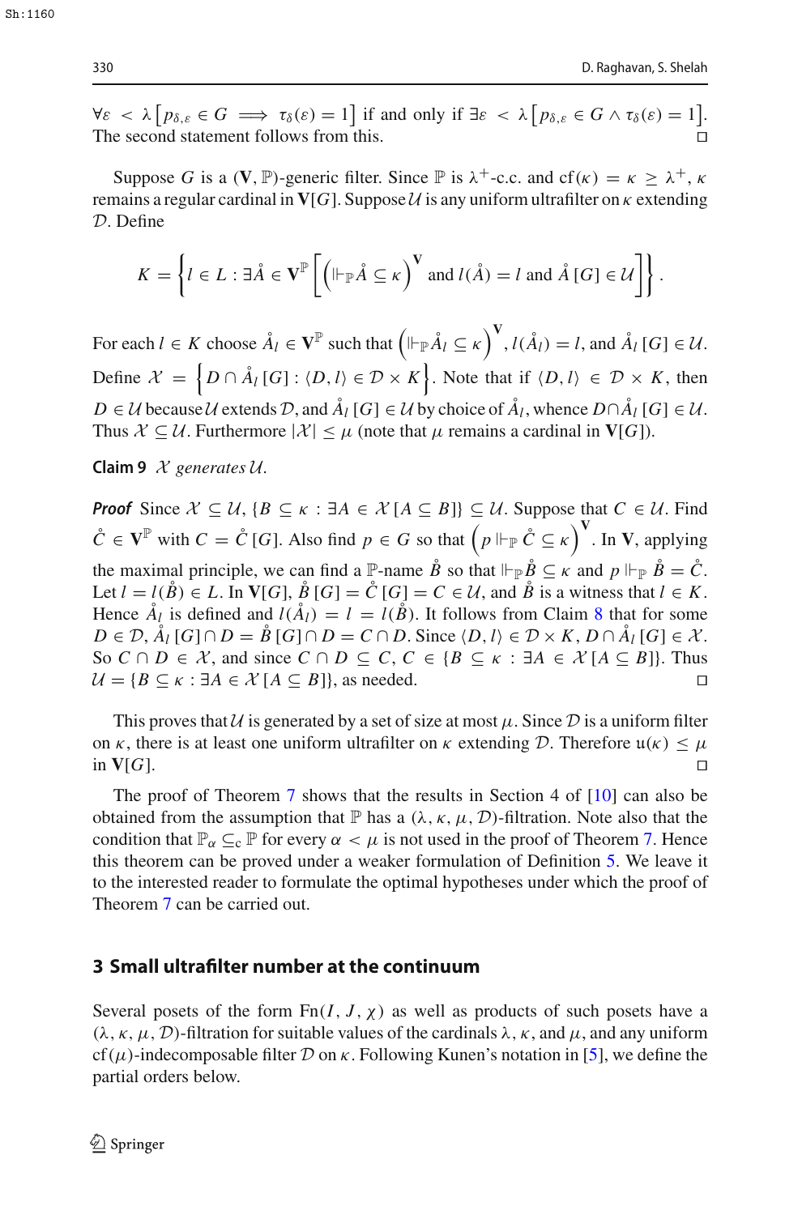$\forall \varepsilon < \lambda \big[ p_{\delta,\varepsilon} \in G \implies \tau_\delta(\varepsilon) = 1 \big]$ if and only if $\exists \varepsilon < \lambda \big[ p_{\delta,\varepsilon} \in G \wedge \tau_\delta(\varepsilon) = 1 \big]$. The second statement follows from this. □

Suppose $G$ is a $(\mathbf{V}, \mathbb{P})$-generic filter. Since $\mathbb{P}$ is $\lambda^+$-c.c. and $\mathrm{cf}(\kappa) = \kappa \geq \lambda^+$, $\kappa$ remains a regular cardinal in $\mathbf{V}[G]$. Suppose $\mathcal{U}$ is any uniform ultrafilter on $\kappa$ extending $\mathcal{D}$. Define

$$K = \left\{ l \in L : \exists \mathring{A} \in \mathbf{V}^{\mathbb{P}} \left[ \left( \Vdash_{\mathbb{P}} \mathring{A} \subseteq \kappa \right)^{\mathbf{V}} \text{ and } l(\mathring{A}) = l \text{ and } \mathring{A}[G] \in \mathcal{U} \right] \right\}.$$

For each $l \in K$ choose $\mathring{A}_l \in \mathbf{V}^{\mathbb{P}}$ such that $\left( \Vdash_{\mathbb{P}} \mathring{A}_l \subseteq \kappa \right)^{\mathbf{V}}$, $l(\mathring{A}_l) = l$, and $\mathring{A}_l[G] \in \mathcal{U}$. Define $\mathcal{X} = \left\{ D \cap \mathring{A}_l[G] : \langle D, l \rangle \in \mathcal{D} \times K \right\}$. Note that if $\langle D, l \rangle \in \mathcal{D} \times K$, then $D \in \mathcal{U}$ because $\mathcal{U}$ extends $\mathcal{D}$, and $\mathring{A}_l[G] \in \mathcal{U}$ by choice of $\mathring{A}_l$, whence $D \cap \mathring{A}_l[G] \in \mathcal{U}$. Thus $\mathcal{X} \subseteq \mathcal{U}$. Furthermore $|\mathcal{X}| \leq \mu$ (note that $\mu$ remains a cardinal in $\mathbf{V}[G]$).

**Claim 9** *$\mathcal{X}$ generates $\mathcal{U}$.*

***Proof*** Since $\mathcal{X} \subseteq \mathcal{U}$, $\{B \subseteq \kappa : \exists A \in \mathcal{X}[A \subseteq B]\} \subseteq \mathcal{U}$. Suppose that $C \in \mathcal{U}$. Find $\mathring{C} \in \mathbf{V}^{\mathbb{P}}$ with $C = \mathring{C}[G]$. Also find $p \in G$ so that $\left( p \Vdash_{\mathbb{P}} \mathring{C} \subseteq \kappa \right)^{\mathbf{V}}$. In $\mathbf{V}$, applying the maximal principle, we can find a $\mathbb{P}$-name $\mathring{B}$ so that $\Vdash_{\mathbb{P}} \mathring{B} \subseteq \kappa$ and $p \Vdash_{\mathbb{P}} \mathring{B} = \mathring{C}$. Let $l = l(\mathring{B}) \in L$. In $\mathbf{V}[G]$, $\mathring{B}[G] = \mathring{C}[G] = C \in \mathcal{U}$, and $\mathring{B}$ is a witness that $l \in K$. Hence $\mathring{A}_l$ is defined and $l(\mathring{A}_l) = l = l(\mathring{B})$. It follows from Claim 8 that for some $D \in \mathcal{D}$, $\mathring{A}_l[G] \cap D = \mathring{B}[G] \cap D = C \cap D$. Since $\langle D, l \rangle \in \mathcal{D} \times K$, $D \cap \mathring{A}_l[G] \in \mathcal{X}$. So $C \cap D \in \mathcal{X}$, and since $C \cap D \subseteq C$, $C \in \{B \subseteq \kappa : \exists A \in \mathcal{X}[A \subseteq B]\}$. Thus $\mathcal{U} = \{B \subseteq \kappa : \exists A \in \mathcal{X}[A \subseteq B]\}$, as needed. □

This proves that $\mathcal{U}$ is generated by a set of size at most $\mu$. Since $\mathcal{D}$ is a uniform filter on $\kappa$, there is at least one uniform ultrafilter on $\kappa$ extending $\mathcal{D}$. Therefore $\mathfrak{u}(\kappa) \leq \mu$ in $\mathbf{V}[G]$. □

The proof of Theorem 7 shows that the results in Section 4 of [10] can also be obtained from the assumption that $\mathbb{P}$ has a $(\lambda, \kappa, \mu, \mathcal{D})$-filtration. Note also that the condition that $\mathbb{P}_\alpha \subseteq_c \mathbb{P}$ for every $\alpha < \mu$ is not used in the proof of Theorem 7. Hence this theorem can be proved under a weaker formulation of Definition 5. We leave it to the interested reader to formulate the optimal hypotheses under which the proof of Theorem 7 can be carried out.

## 3 Small ultrafilter number at the continuum

Several posets of the form $\mathrm{Fn}(I, J, \chi)$ as well as products of such posets have a $(\lambda, \kappa, \mu, \mathcal{D})$-filtration for suitable values of the cardinals $\lambda$, $\kappa$, and $\mu$, and any uniform $\mathrm{cf}(\mu)$-indecomposable filter $\mathcal{D}$ on $\kappa$. Following Kunen's notation in [5], we define the partial orders below.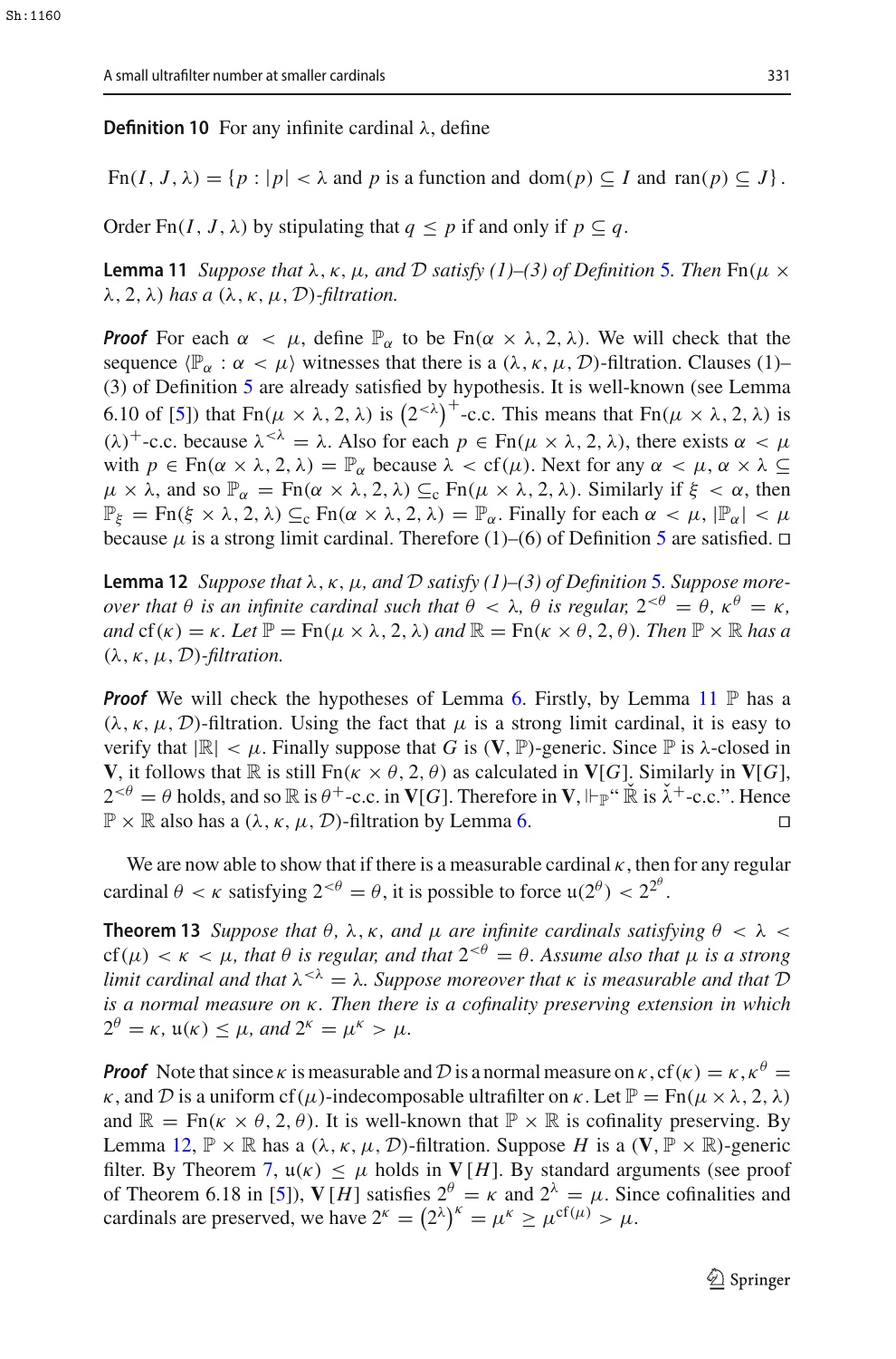**Definition 10** For any infinite cardinal $\lambda$, define

$$\mathrm{Fn}(I, J, \lambda) = \{p : |p| < \lambda \text{ and } p \text{ is a function and } \mathrm{dom}(p) \subseteq I \text{ and } \mathrm{ran}(p) \subseteq J\}.$$

Order $\mathrm{Fn}(I, J, \lambda)$ by stipulating that $q \le p$ if and only if $p \subseteq q$.

**Lemma 11** *Suppose that $\lambda$, $\kappa$, $\mu$, and $\mathcal{D}$ satisfy (1)–(3) of Definition 5. Then $\mathrm{Fn}(\mu \times \lambda, 2, \lambda)$ has a $(\lambda, \kappa, \mu, \mathcal{D})$-filtration.*

***Proof*** For each $\alpha < \mu$, define $\mathbb{P}_\alpha$ to be $\mathrm{Fn}(\alpha \times \lambda, 2, \lambda)$. We will check that the sequence $\langle \mathbb{P}_\alpha : \alpha < \mu \rangle$ witnesses that there is a $(\lambda, \kappa, \mu, \mathcal{D})$-filtration. Clauses (1)–(3) of Definition 5 are already satisfied by hypothesis. It is well-known (see Lemma 6.10 of [5]) that $\mathrm{Fn}(\mu \times \lambda, 2, \lambda)$ is $\left(2^{<\lambda}\right)^+$-c.c. This means that $\mathrm{Fn}(\mu \times \lambda, 2, \lambda)$ is $(\lambda)^+$-c.c. because $\lambda^{<\lambda} = \lambda$. Also for each $p \in \mathrm{Fn}(\mu \times \lambda, 2, \lambda)$, there exists $\alpha < \mu$ with $p \in \mathrm{Fn}(\alpha \times \lambda, 2, \lambda) = \mathbb{P}_\alpha$ because $\lambda < \mathrm{cf}(\mu)$. Next for any $\alpha < \mu$, $\alpha \times \lambda \subseteq \mu \times \lambda$, and so $\mathbb{P}_\alpha = \mathrm{Fn}(\alpha \times \lambda, 2, \lambda) \subseteq_{\mathrm{c}} \mathrm{Fn}(\mu \times \lambda, 2, \lambda)$. Similarly if $\xi < \alpha$, then $\mathbb{P}_\xi = \mathrm{Fn}(\xi \times \lambda, 2, \lambda) \subseteq_{\mathrm{c}} \mathrm{Fn}(\alpha \times \lambda, 2, \lambda) = \mathbb{P}_\alpha$. Finally for each $\alpha < \mu$, $|\mathbb{P}_\alpha| < \mu$ because $\mu$ is a strong limit cardinal. Therefore (1)–(6) of Definition 5 are satisfied. □

**Lemma 12** *Suppose that $\lambda$, $\kappa$, $\mu$, and $\mathcal{D}$ satisfy (1)–(3) of Definition 5. Suppose moreover that $\theta$ is an infinite cardinal such that $\theta < \lambda$, $\theta$ is regular, $2^{<\theta} = \theta$, $\kappa^\theta = \kappa$, and $\mathrm{cf}(\kappa) = \kappa$. Let $\mathbb{P} = \mathrm{Fn}(\mu \times \lambda, 2, \lambda)$ and $\mathbb{R} = \mathrm{Fn}(\kappa \times \theta, 2, \theta)$. Then $\mathbb{P} \times \mathbb{R}$ has a $(\lambda, \kappa, \mu, \mathcal{D})$-filtration.*

***Proof*** We will check the hypotheses of Lemma 6. Firstly, by Lemma 11 $\mathbb{P}$ has a $(\lambda, \kappa, \mu, \mathcal{D})$-filtration. Using the fact that $\mu$ is a strong limit cardinal, it is easy to verify that $|\mathbb{R}| < \mu$. Finally suppose that $G$ is $(\mathbf{V}, \mathbb{P})$-generic. Since $\mathbb{P}$ is $\lambda$-closed in $\mathbf{V}$, it follows that $\mathbb{R}$ is still $\mathrm{Fn}(\kappa \times \theta, 2, \theta)$ as calculated in $\mathbf{V}[G]$. Similarly in $\mathbf{V}[G]$, $2^{<\theta} = \theta$ holds, and so $\mathbb{R}$ is $\theta^+$-c.c. in $\mathbf{V}[G]$. Therefore in $\mathbf{V}$, $\Vdash_{\mathbb{P}}$"$\check{\mathbb{R}}$ is $\check{\lambda}^+$-c.c.". Hence $\mathbb{P} \times \mathbb{R}$ also has a $(\lambda, \kappa, \mu, \mathcal{D})$-filtration by Lemma 6. □

We are now able to show that if there is a measurable cardinal $\kappa$, then for any regular cardinal $\theta < \kappa$ satisfying $2^{<\theta} = \theta$, it is possible to force $\mathfrak{u}(2^\theta) < 2^{2^\theta}$.

**Theorem 13** *Suppose that $\theta$, $\lambda$, $\kappa$, and $\mu$ are infinite cardinals satisfying $\theta < \lambda < \mathrm{cf}(\mu) < \kappa < \mu$, that $\theta$ is regular, and that $2^{<\theta} = \theta$. Assume also that $\mu$ is a strong limit cardinal and that $\lambda^{<\lambda} = \lambda$. Suppose moreover that $\kappa$ is measurable and that $\mathcal{D}$ is a normal measure on $\kappa$. Then there is a cofinality preserving extension in which $2^\theta = \kappa$, $\mathfrak{u}(\kappa) \le \mu$, and $2^\kappa = \mu^\kappa > \mu$.*

***Proof*** Note that since $\kappa$ is measurable and $\mathcal{D}$ is a normal measure on $\kappa$, $\mathrm{cf}(\kappa) = \kappa$, $\kappa^\theta = \kappa$, and $\mathcal{D}$ is a uniform $\mathrm{cf}(\mu)$-indecomposable ultrafilter on $\kappa$. Let $\mathbb{P} = \mathrm{Fn}(\mu \times \lambda, 2, \lambda)$ and $\mathbb{R} = \mathrm{Fn}(\kappa \times \theta, 2, \theta)$. It is well-known that $\mathbb{P} \times \mathbb{R}$ is cofinality preserving. By Lemma 12, $\mathbb{P} \times \mathbb{R}$ has a $(\lambda, \kappa, \mu, \mathcal{D})$-filtration. Suppose $H$ is a $(\mathbf{V}, \mathbb{P} \times \mathbb{R})$-generic filter. By Theorem 7, $\mathfrak{u}(\kappa) \le \mu$ holds in $\mathbf{V}[H]$. By standard arguments (see proof of Theorem 6.18 in [5]), $\mathbf{V}[H]$ satisfies $2^\theta = \kappa$ and $2^\lambda = \mu$. Since cofinalities and cardinals are preserved, we have $2^\kappa = \left(2^\lambda\right)^\kappa = \mu^\kappa \ge \mu^{\mathrm{cf}(\mu)} > \mu$.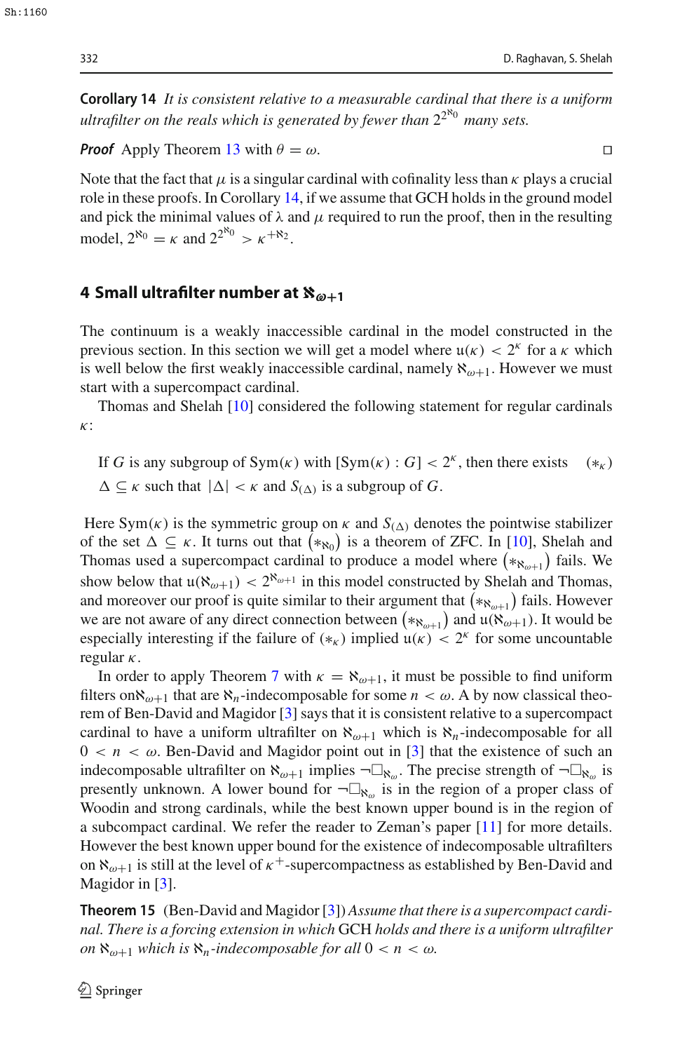**Corollary 14** *It is consistent relative to a measurable cardinal that there is a uniform ultrafilter on the reals which is generated by fewer than $2^{2^{\aleph_0}}$ many sets.*

***Proof*** Apply Theorem 13 with $\theta = \omega$. $\square$

Note that the fact that $\mu$ is a singular cardinal with cofinality less than $\kappa$ plays a crucial role in these proofs. In Corollary 14, if we assume that GCH holds in the ground model and pick the minimal values of $\lambda$ and $\mu$ required to run the proof, then in the resulting model, $2^{\aleph_0} = \kappa$ and $2^{2^{\aleph_0}} > \kappa^{+\aleph_2}$.

## 4 Small ultrafilter number at $\aleph_{\omega+1}$

The continuum is a weakly inaccessible cardinal in the model constructed in the previous section. In this section we will get a model where $\mathfrak{u}(\kappa) < 2^\kappa$ for a $\kappa$ which is well below the first weakly inaccessible cardinal, namely $\aleph_{\omega+1}$. However we must start with a supercompact cardinal.

Thomas and Shelah [10] considered the following statement for regular cardinals $\kappa$:

$$\text{If } G \text{ is any subgroup of } \mathrm{Sym}(\kappa) \text{ with } [\mathrm{Sym}(\kappa) : G] < 2^\kappa, \text{ then there exists } \Delta \subseteq \kappa \text{ such that } |\Delta| < \kappa \text{ and } S_{(\Delta)} \text{ is a subgroup of } G. \qquad (*_\kappa)$$

Here $\mathrm{Sym}(\kappa)$ is the symmetric group on $\kappa$ and $S_{(\Delta)}$ denotes the pointwise stabilizer of the set $\Delta \subseteq \kappa$. It turns out that $(*_{\aleph_0})$ is a theorem of ZFC. In [10], Shelah and Thomas used a supercompact cardinal to produce a model where $(*_{\aleph_{\omega+1}})$ fails. We show below that $\mathfrak{u}(\aleph_{\omega+1}) < 2^{\aleph_{\omega+1}}$ in this model constructed by Shelah and Thomas, and moreover our proof is quite similar to their argument that $(*_{\aleph_{\omega+1}})$ fails. However we are not aware of any direct connection between $(*_{\aleph_{\omega+1}})$ and $\mathfrak{u}(\aleph_{\omega+1})$. It would be especially interesting if the failure of $(*_\kappa)$ implied $\mathfrak{u}(\kappa) < 2^\kappa$ for some uncountable regular $\kappa$.

In order to apply Theorem 7 with $\kappa = \aleph_{\omega+1}$, it must be possible to find uniform filters on $\aleph_{\omega+1}$ that are $\aleph_n$-indecomposable for some $n < \omega$. A by now classical theorem of Ben-David and Magidor [3] says that it is consistent relative to a supercompact cardinal to have a uniform ultrafilter on $\aleph_{\omega+1}$ which is $\aleph_n$-indecomposable for all $0 < n < \omega$. Ben-David and Magidor point out in [3] that the existence of such an indecomposable ultrafilter on $\aleph_{\omega+1}$ implies $\neg\Box_{\aleph_\omega}$. The precise strength of $\neg\Box_{\aleph_\omega}$ is presently unknown. A lower bound for $\neg\Box_{\aleph_\omega}$ is in the region of a proper class of Woodin and strong cardinals, while the best known upper bound is in the region of a subcompact cardinal. We refer the reader to Zeman's paper [11] for more details. However the best known upper bound for the existence of indecomposable ultrafilters on $\aleph_{\omega+1}$ is still at the level of $\kappa^+$-supercompactness as established by Ben-David and Magidor in [3].

**Theorem 15** (Ben-David and Magidor [3]) *Assume that there is a supercompact cardinal. There is a forcing extension in which* GCH *holds and there is a uniform ultrafilter on $\aleph_{\omega+1}$ which is $\aleph_n$-indecomposable for all $0 < n < \omega$.*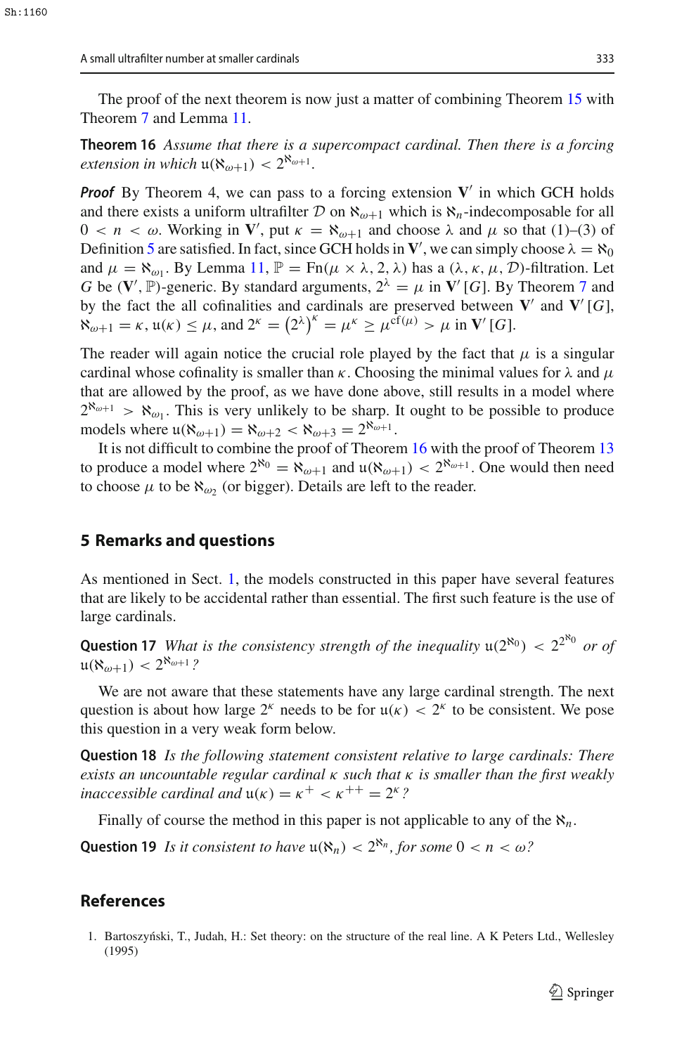The proof of the next theorem is now just a matter of combining Theorem 15 with Theorem 7 and Lemma 11.

**Theorem 16** *Assume that there is a supercompact cardinal. Then there is a forcing extension in which* $\mathfrak{u}(\aleph_{\omega+1}) < 2^{\aleph_{\omega+1}}$.

***Proof*** By Theorem 4, we can pass to a forcing extension $\mathbf{V}'$ in which GCH holds and there exists a uniform ultrafilter $\mathcal{D}$ on $\aleph_{\omega+1}$ which is $\aleph_n$-indecomposable for all $0 < n < \omega$. Working in $\mathbf{V}'$, put $\kappa = \aleph_{\omega+1}$ and choose $\lambda$ and $\mu$ so that (1)–(3) of Definition 5 are satisfied. In fact, since GCH holds in $\mathbf{V}'$, we can simply choose $\lambda = \aleph_0$ and $\mu = \aleph_{\omega_1}$. By Lemma 11, $\mathbb{P} = \mathrm{Fn}(\mu \times \lambda, 2, \lambda)$ has a $(\lambda, \kappa, \mu, \mathcal{D})$-filtration. Let $G$ be $(\mathbf{V}', \mathbb{P})$-generic. By standard arguments, $2^{\lambda} = \mu$ in $\mathbf{V}'[G]$. By Theorem 7 and by the fact the all cofinalities and cardinals are preserved between $\mathbf{V}'$ and $\mathbf{V}'[G]$, $\aleph_{\omega+1} = \kappa$, $\mathfrak{u}(\kappa) \leq \mu$, and $2^{\kappa} = \left(2^{\lambda}\right)^{\kappa} = \mu^{\kappa} \geq \mu^{\mathrm{cf}(\mu)} > \mu$ in $\mathbf{V}'[G]$.

The reader will again notice the crucial role played by the fact that $\mu$ is a singular cardinal whose cofinality is smaller than $\kappa$. Choosing the minimal values for $\lambda$ and $\mu$ that are allowed by the proof, as we have done above, still results in a model where $2^{\aleph_{\omega+1}} > \aleph_{\omega_1}$. This is very unlikely to be sharp. It ought to be possible to produce models where $\mathfrak{u}(\aleph_{\omega+1}) = \aleph_{\omega+2} < \aleph_{\omega+3} = 2^{\aleph_{\omega+1}}$.

It is not difficult to combine the proof of Theorem 16 with the proof of Theorem 13 to produce a model where $2^{\aleph_0} = \aleph_{\omega+1}$ and $\mathfrak{u}(\aleph_{\omega+1}) < 2^{\aleph_{\omega+1}}$. One would then need to choose $\mu$ to be $\aleph_{\omega_2}$ (or bigger). Details are left to the reader.

## 5 Remarks and questions

As mentioned in Sect. 1, the models constructed in this paper have several features that are likely to be accidental rather than essential. The first such feature is the use of large cardinals.

**Question 17** *What is the consistency strength of the inequality* $\mathfrak{u}(2^{\aleph_0}) < 2^{2^{\aleph_0}}$ *or of* $\mathfrak{u}(\aleph_{\omega+1}) < 2^{\aleph_{\omega+1}}$*?*

We are not aware that these statements have any large cardinal strength. The next question is about how large $2^{\kappa}$ needs to be for $\mathfrak{u}(\kappa) < 2^{\kappa}$ to be consistent. We pose this question in a very weak form below.

**Question 18** *Is the following statement consistent relative to large cardinals: There exists an uncountable regular cardinal* $\kappa$ *such that* $\kappa$ *is smaller than the first weakly inaccessible cardinal and* $\mathfrak{u}(\kappa) = \kappa^{+} < \kappa^{++} = 2^{\kappa}$*?*

Finally of course the method in this paper is not applicable to any of the $\aleph_n$.

**Question 19** *Is it consistent to have* $\mathfrak{u}(\aleph_n) < 2^{\aleph_n}$*, for some* $0 < n < \omega$*?*

## References

1. Bartoszyński, T., Judah, H.: Set theory: on the structure of the real line. A K Peters Ltd., Wellesley (1995)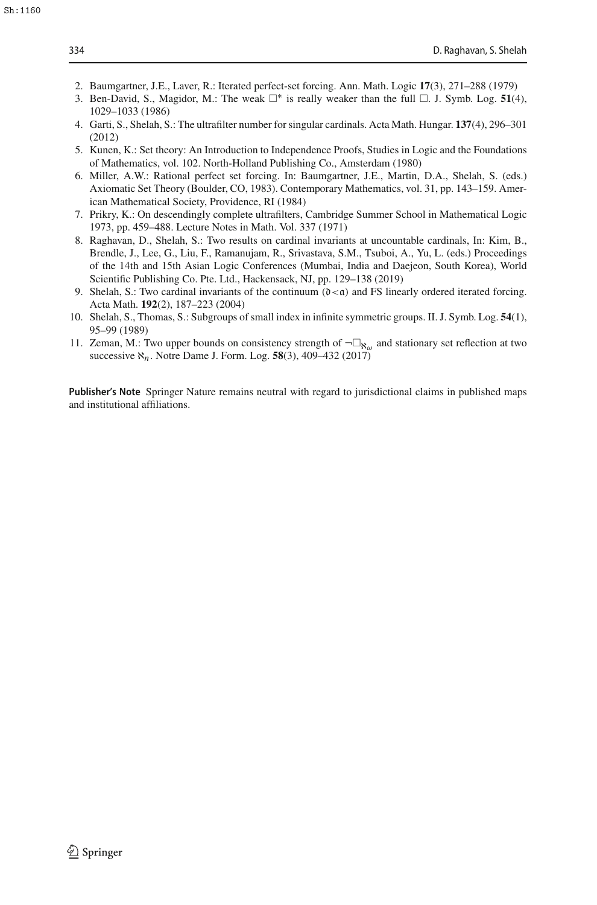2. Baumgartner, J.E., Laver, R.: Iterated perfect-set forcing. Ann. Math. Logic **17**(3), 271–288 (1979)
3. Ben-David, S., Magidor, M.: The weak $\square^*$ is really weaker than the full $\square$. J. Symb. Log. **51**(4), 1029–1033 (1986)
4. Garti, S., Shelah, S.: The ultrafilter number for singular cardinals. Acta Math. Hungar. **137**(4), 296–301 (2012)
5. Kunen, K.: Set theory: An Introduction to Independence Proofs, Studies in Logic and the Foundations of Mathematics, vol. 102. North-Holland Publishing Co., Amsterdam (1980)
6. Miller, A.W.: Rational perfect set forcing. In: Baumgartner, J.E., Martin, D.A., Shelah, S. (eds.) Axiomatic Set Theory (Boulder, CO, 1983). Contemporary Mathematics, vol. 31, pp. 143–159. American Mathematical Society, Providence, RI (1984)
7. Prikry, K.: On descendingly complete ultrafilters, Cambridge Summer School in Mathematical Logic 1973, pp. 459–488. Lecture Notes in Math. Vol. 337 (1971)
8. Raghavan, D., Shelah, S.: Two results on cardinal invariants at uncountable cardinals, In: Kim, B., Brendle, J., Lee, G., Liu, F., Ramanujam, R., Srivastava, S.M., Tsuboi, A., Yu, L. (eds.) Proceedings of the 14th and 15th Asian Logic Conferences (Mumbai, India and Daejeon, South Korea), World Scientific Publishing Co. Pte. Ltd., Hackensack, NJ, pp. 129–138 (2019)
9. Shelah, S.: Two cardinal invariants of the continuum ($\mathfrak{d} < \mathfrak{a}$) and FS linearly ordered iterated forcing. Acta Math. **192**(2), 187–223 (2004)
10. Shelah, S., Thomas, S.: Subgroups of small index in infinite symmetric groups. II. J. Symb. Log. **54**(1), 95–99 (1989)
11. Zeman, M.: Two upper bounds on consistency strength of $\neg\square_{\aleph_\omega}$ and stationary set reflection at two successive $\aleph_n$. Notre Dame J. Form. Log. **58**(3), 409–432 (2017)

**Publisher's Note** Springer Nature remains neutral with regard to jurisdictional claims in published maps and institutional affiliations.